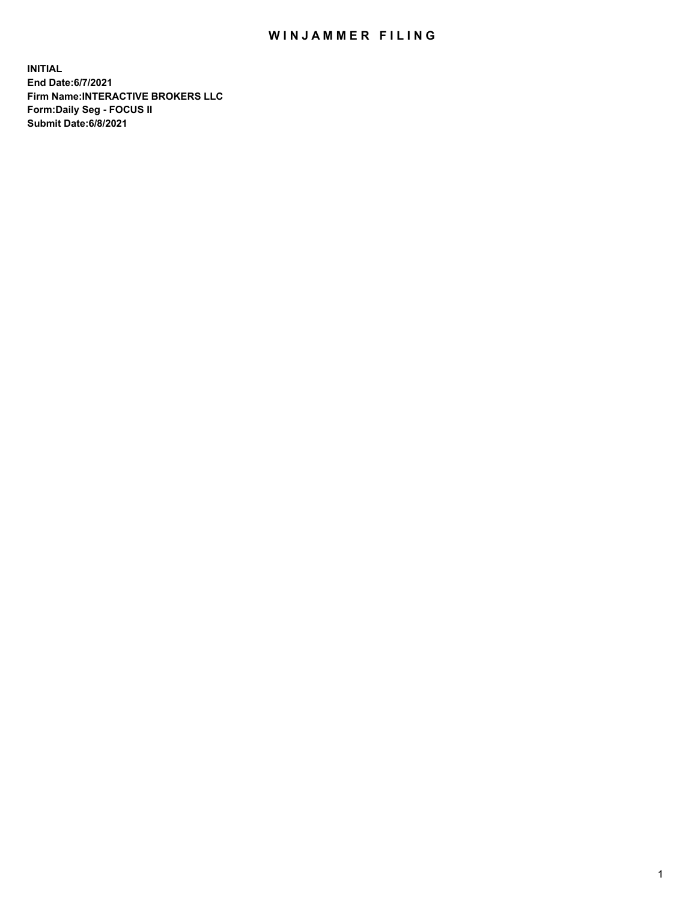# WINJAMMER FILING

**INITIAL**
**End Date:6/7/2021**
**Firm Name:INTERACTIVE BROKERS LLC**
**Form:Daily Seg - FOCUS II**
**Submit Date:6/8/2021**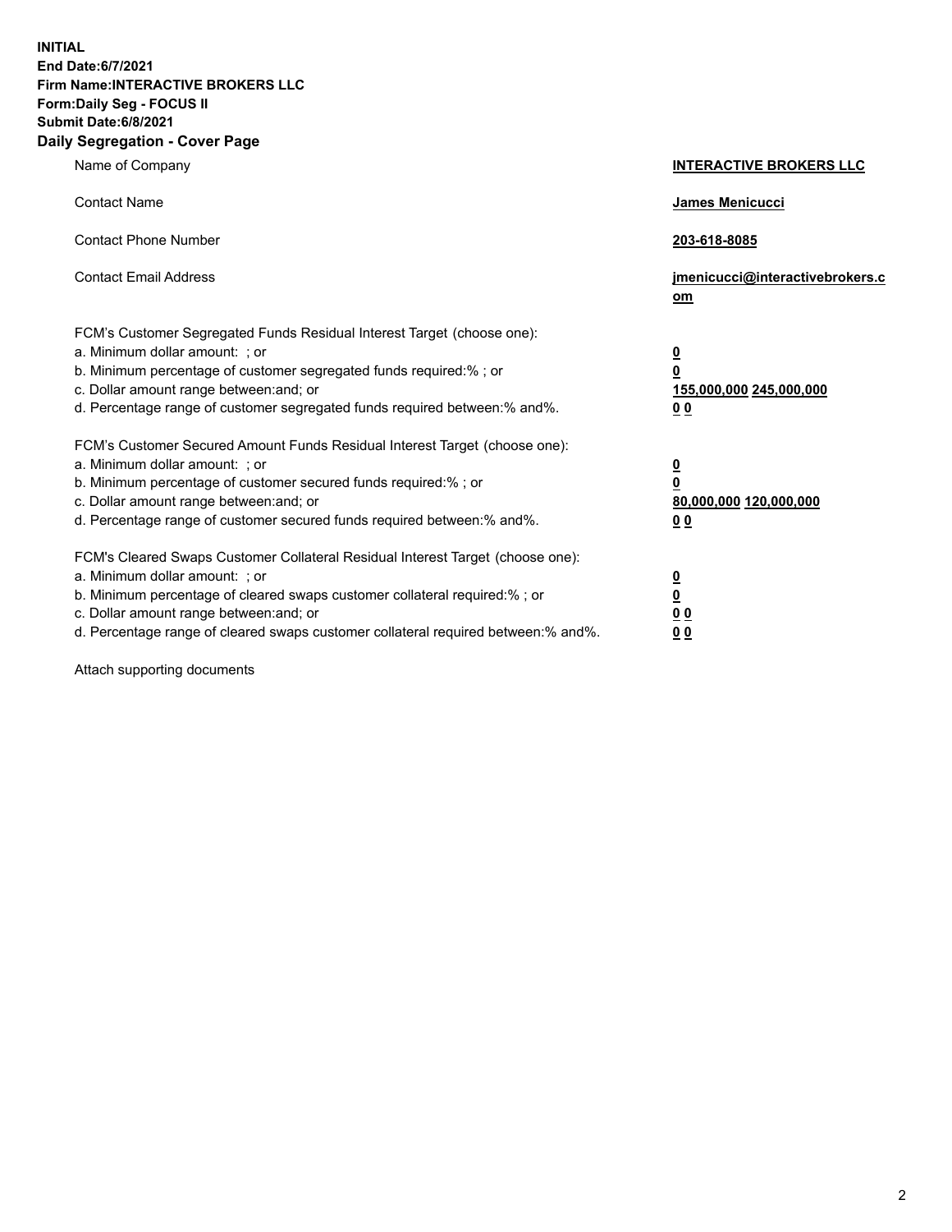**INITIAL**
**End Date:6/7/2021**
**Firm Name:INTERACTIVE BROKERS LLC**
**Form:Daily Seg - FOCUS II**
**Submit Date:6/8/2021**

## Daily Segregation - Cover Page

| | |
|---|---|
| Name of Company | **INTERACTIVE BROKERS LLC** |
| Contact Name | **James Menicucci** |
| Contact Phone Number | **203-618-8085** |
| Contact Email Address | **jmenicucci@interactivebrokers.com** |
| FCM's Customer Segregated Funds Residual Interest Target (choose one): | |
| a. Minimum dollar amount: ; or | **0** |
| b. Minimum percentage of customer segregated funds required:% ; or | **0** |
| c. Dollar amount range between:and; or | **155,000,000 245,000,000** |
| d. Percentage range of customer segregated funds required between:% and%. | **0 0** |
| FCM's Customer Secured Amount Funds Residual Interest Target (choose one): | |
| a. Minimum dollar amount: ; or | **0** |
| b. Minimum percentage of customer secured funds required:% ; or | **0** |
| c. Dollar amount range between:and; or | **80,000,000 120,000,000** |
| d. Percentage range of customer secured funds required between:% and%. | **0 0** |
| FCM's Cleared Swaps Customer Collateral Residual Interest Target (choose one): | |
| a. Minimum dollar amount: ; or | **0** |
| b. Minimum percentage of cleared swaps customer collateral required:% ; or | **0** |
| c. Dollar amount range between:and; or | **0 0** |
| d. Percentage range of cleared swaps customer collateral required between:% and%. | **0 0** |

Attach supporting documents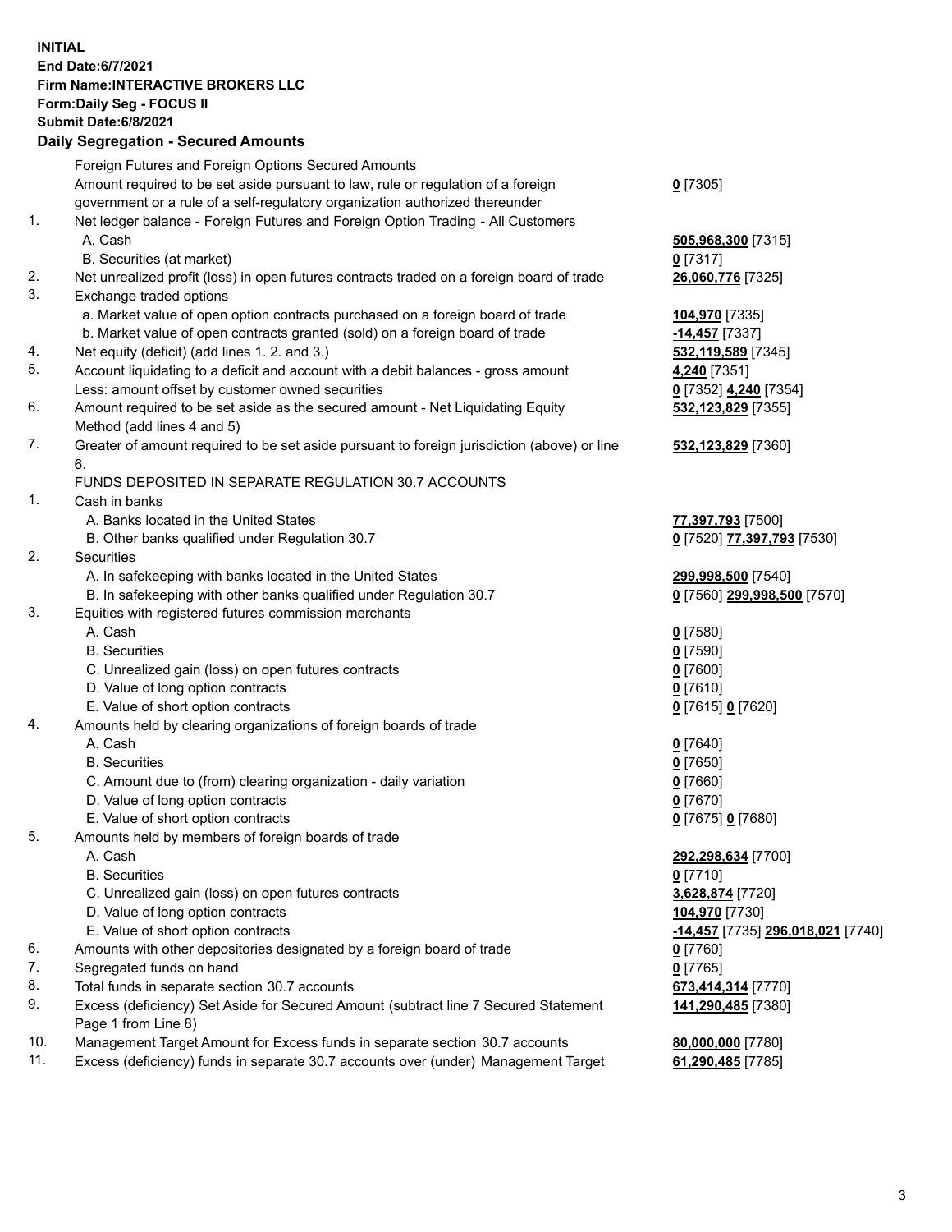**INITIAL**
**End Date:6/7/2021**
**Firm Name:INTERACTIVE BROKERS LLC**
**Form:Daily Seg - FOCUS II**
**Submit Date:6/8/2021**

## Daily Segregation - Secured Amounts

| | | |
|---|---|---|
| | Foreign Futures and Foreign Options Secured Amounts | |
| | Amount required to be set aside pursuant to law, rule or regulation of a foreign government or a rule of a self-regulatory organization authorized thereunder | **0** [7305] |
| 1. | Net ledger balance - Foreign Futures and Foreign Option Trading - All Customers | |
| | A. Cash | **505,968,300** [7315] |
| | B. Securities (at market) | **0** [7317] |
| 2. | Net unrealized profit (loss) in open futures contracts traded on a foreign board of trade | **26,060,776** [7325] |
| 3. | Exchange traded options | |
| | a. Market value of open option contracts purchased on a foreign board of trade | **104,970** [7335] |
| | b. Market value of open contracts granted (sold) on a foreign board of trade | **-14,457** [7337] |
| 4. | Net equity (deficit) (add lines 1. 2. and 3.) | **532,119,589** [7345] |
| 5. | Account liquidating to a deficit and account with a debit balances - gross amount | **4,240** [7351] |
| | Less: amount offset by customer owned securities | **0** [7352] **4,240** [7354] |
| 6. | Amount required to be set aside as the secured amount - Net Liquidating Equity Method (add lines 4 and 5) | **532,123,829** [7355] |
| 7. | Greater of amount required to be set aside pursuant to foreign jurisdiction (above) or line 6. | **532,123,829** [7360] |
| | FUNDS DEPOSITED IN SEPARATE REGULATION 30.7 ACCOUNTS | |
| 1. | Cash in banks | |
| | A. Banks located in the United States | **77,397,793** [7500] |
| | B. Other banks qualified under Regulation 30.7 | **0** [7520] **77,397,793** [7530] |
| 2. | Securities | |
| | A. In safekeeping with banks located in the United States | **299,998,500** [7540] |
| | B. In safekeeping with other banks qualified under Regulation 30.7 | **0** [7560] **299,998,500** [7570] |
| 3. | Equities with registered futures commission merchants | |
| | A. Cash | **0** [7580] |
| | B. Securities | **0** [7590] |
| | C. Unrealized gain (loss) on open futures contracts | **0** [7600] |
| | D. Value of long option contracts | **0** [7610] |
| | E. Value of short option contracts | **0** [7615] **0** [7620] |
| 4. | Amounts held by clearing organizations of foreign boards of trade | |
| | A. Cash | **0** [7640] |
| | B. Securities | **0** [7650] |
| | C. Amount due to (from) clearing organization - daily variation | **0** [7660] |
| | D. Value of long option contracts | **0** [7670] |
| | E. Value of short option contracts | **0** [7675] **0** [7680] |
| 5. | Amounts held by members of foreign boards of trade | |
| | A. Cash | **292,298,634** [7700] |
| | B. Securities | **0** [7710] |
| | C. Unrealized gain (loss) on open futures contracts | **3,628,874** [7720] |
| | D. Value of long option contracts | **104,970** [7730] |
| | E. Value of short option contracts | **-14,457** [7735] **296,018,021** [7740] |
| 6. | Amounts with other depositories designated by a foreign board of trade | **0** [7760] |
| 7. | Segregated funds on hand | **0** [7765] |
| 8. | Total funds in separate section 30.7 accounts | **673,414,314** [7770] |
| 9. | Excess (deficiency) Set Aside for Secured Amount (subtract line 7 Secured Statement Page 1 from Line 8) | **141,290,485** [7380] |
| 10. | Management Target Amount for Excess funds in separate section 30.7 accounts | **80,000,000** [7780] |
| 11. | Excess (deficiency) funds in separate 30.7 accounts over (under) Management Target | **61,290,485** [7785] |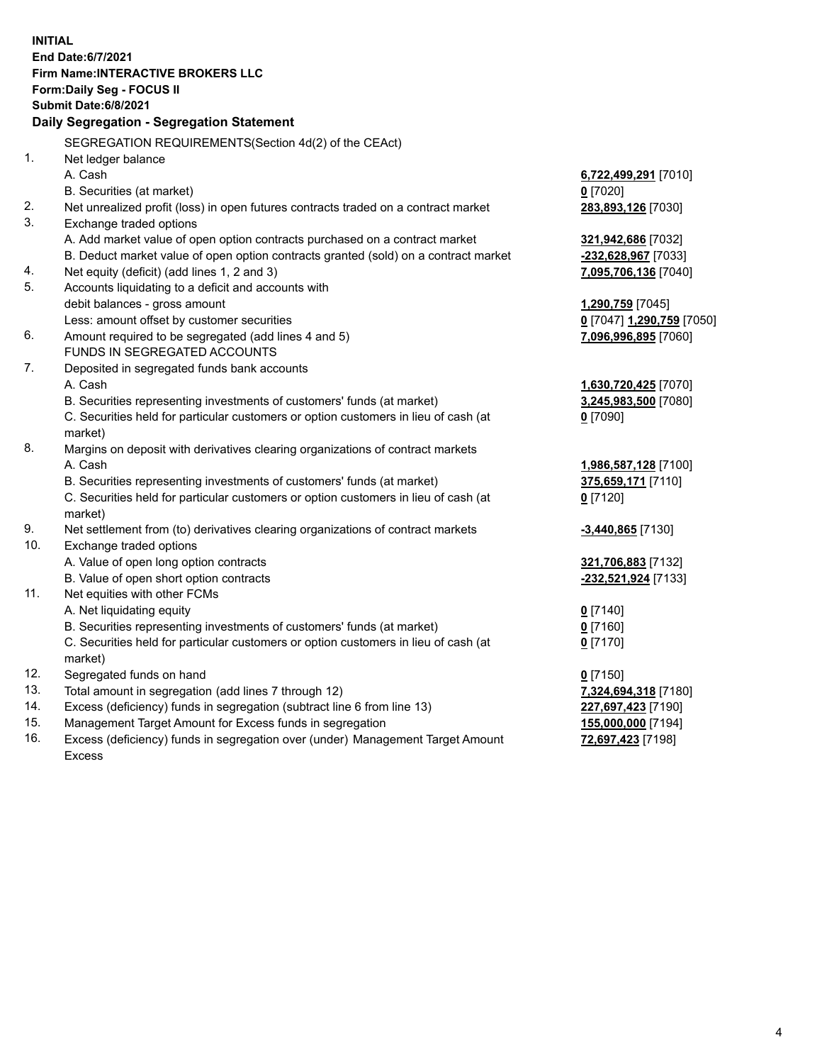**INITIAL**
**End Date:6/7/2021**
**Firm Name:INTERACTIVE BROKERS LLC**
**Form:Daily Seg - FOCUS II**
**Submit Date:6/8/2021**

**Daily Segregation - Segregation Statement**

SEGREGATION REQUIREMENTS(Section 4d(2) of the CEAct)

| | | |
|---|---|---|
| 1. | Net ledger balance | |
| | A. Cash | **6,722,499,291** [7010] |
| | B. Securities (at market) | **0** [7020] |
| 2. | Net unrealized profit (loss) in open futures contracts traded on a contract market | **283,893,126** [7030] |
| 3. | Exchange traded options | |
| | A. Add market value of open option contracts purchased on a contract market | **321,942,686** [7032] |
| | B. Deduct market value of open option contracts granted (sold) on a contract market | **-232,628,967** [7033] |
| 4. | Net equity (deficit) (add lines 1, 2 and 3) | **7,095,706,136** [7040] |
| 5. | Accounts liquidating to a deficit and accounts with | |
| | debit balances - gross amount | **1,290,759** [7045] |
| | Less: amount offset by customer securities | **0** [7047] **1,290,759** [7050] |
| 6. | Amount required to be segregated (add lines 4 and 5) | **7,096,996,895** [7060] |
| | FUNDS IN SEGREGATED ACCOUNTS | |
| 7. | Deposited in segregated funds bank accounts | |
| | A. Cash | **1,630,720,425** [7070] |
| | B. Securities representing investments of customers' funds (at market) | **3,245,983,500** [7080] |
| | C. Securities held for particular customers or option customers in lieu of cash (at market) | **0** [7090] |
| 8. | Margins on deposit with derivatives clearing organizations of contract markets | |
| | A. Cash | **1,986,587,128** [7100] |
| | B. Securities representing investments of customers' funds (at market) | **375,659,171** [7110] |
| | C. Securities held for particular customers or option customers in lieu of cash (at market) | **0** [7120] |
| 9. | Net settlement from (to) derivatives clearing organizations of contract markets | **-3,440,865** [7130] |
| 10. | Exchange traded options | |
| | A. Value of open long option contracts | **321,706,883** [7132] |
| | B. Value of open short option contracts | **-232,521,924** [7133] |
| 11. | Net equities with other FCMs | |
| | A. Net liquidating equity | **0** [7140] |
| | B. Securities representing investments of customers' funds (at market) | **0** [7160] |
| | C. Securities held for particular customers or option customers in lieu of cash (at market) | **0** [7170] |
| 12. | Segregated funds on hand | **0** [7150] |
| 13. | Total amount in segregation (add lines 7 through 12) | **7,324,694,318** [7180] |
| 14. | Excess (deficiency) funds in segregation (subtract line 6 from line 13) | **227,697,423** [7190] |
| 15. | Management Target Amount for Excess funds in segregation | **155,000,000** [7194] |
| 16. | Excess (deficiency) funds in segregation over (under) Management Target Amount Excess | **72,697,423** [7198] |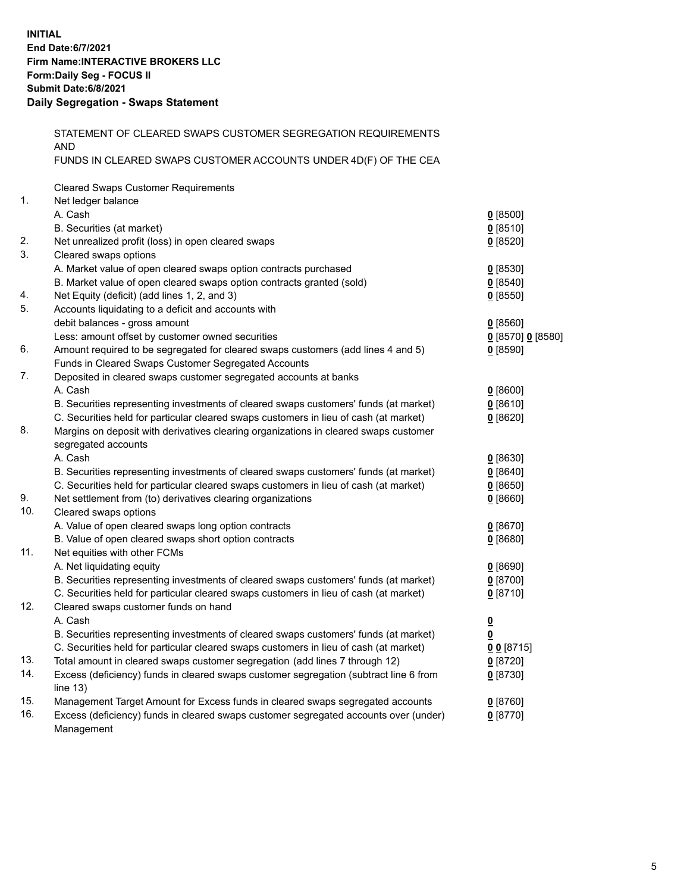**INITIAL**
**End Date:6/7/2021**
**Firm Name:INTERACTIVE BROKERS LLC**
**Form:Daily Seg - FOCUS II**
**Submit Date:6/8/2021**
**Daily Segregation - Swaps Statement**

STATEMENT OF CLEARED SWAPS CUSTOMER SEGREGATION REQUIREMENTS AND
FUNDS IN CLEARED SWAPS CUSTOMER ACCOUNTS UNDER 4D(F) OF THE CEA

| | | |
|---|---|---|
| | Cleared Swaps Customer Requirements | |
| 1. | Net ledger balance | |
| | A. Cash | **0** [8500] |
| | B. Securities (at market) | **0** [8510] |
| 2. | Net unrealized profit (loss) in open cleared swaps | **0** [8520] |
| 3. | Cleared swaps options | |
| | A. Market value of open cleared swaps option contracts purchased | **0** [8530] |
| | B. Market value of open cleared swaps option contracts granted (sold) | **0** [8540] |
| 4. | Net Equity (deficit) (add lines 1, 2, and 3) | **0** [8550] |
| 5. | Accounts liquidating to a deficit and accounts with | |
| | debit balances - gross amount | **0** [8560] |
| | Less: amount offset by customer owned securities | **0** [8570] **0** [8580] |
| 6. | Amount required to be segregated for cleared swaps customers (add lines 4 and 5) | **0** [8590] |
| | Funds in Cleared Swaps Customer Segregated Accounts | |
| 7. | Deposited in cleared swaps customer segregated accounts at banks | |
| | A. Cash | **0** [8600] |
| | B. Securities representing investments of cleared swaps customers' funds (at market) | **0** [8610] |
| | C. Securities held for particular cleared swaps customers in lieu of cash (at market) | **0** [8620] |
| 8. | Margins on deposit with derivatives clearing organizations in cleared swaps customer segregated accounts | |
| | A. Cash | **0** [8630] |
| | B. Securities representing investments of cleared swaps customers' funds (at market) | **0** [8640] |
| | C. Securities held for particular cleared swaps customers in lieu of cash (at market) | **0** [8650] |
| 9. | Net settlement from (to) derivatives clearing organizations | **0** [8660] |
| 10. | Cleared swaps options | |
| | A. Value of open cleared swaps long option contracts | **0** [8670] |
| | B. Value of open cleared swaps short option contracts | **0** [8680] |
| 11. | Net equities with other FCMs | |
| | A. Net liquidating equity | **0** [8690] |
| | B. Securities representing investments of cleared swaps customers' funds (at market) | **0** [8700] |
| | C. Securities held for particular cleared swaps customers in lieu of cash (at market) | **0** [8710] |
| 12. | Cleared swaps customer funds on hand | |
| | A. Cash | **0** |
| | B. Securities representing investments of cleared swaps customers' funds (at market) | **0** |
| | C. Securities held for particular cleared swaps customers in lieu of cash (at market) | **0** **0** [8715] |
| 13. | Total amount in cleared swaps customer segregation (add lines 7 through 12) | **0** [8720] |
| 14. | Excess (deficiency) funds in cleared swaps customer segregation (subtract line 6 from line 13) | **0** [8730] |
| 15. | Management Target Amount for Excess funds in cleared swaps segregated accounts | **0** [8760] |
| 16. | Excess (deficiency) funds in cleared swaps customer segregated accounts over (under) Management | **0** [8770] |